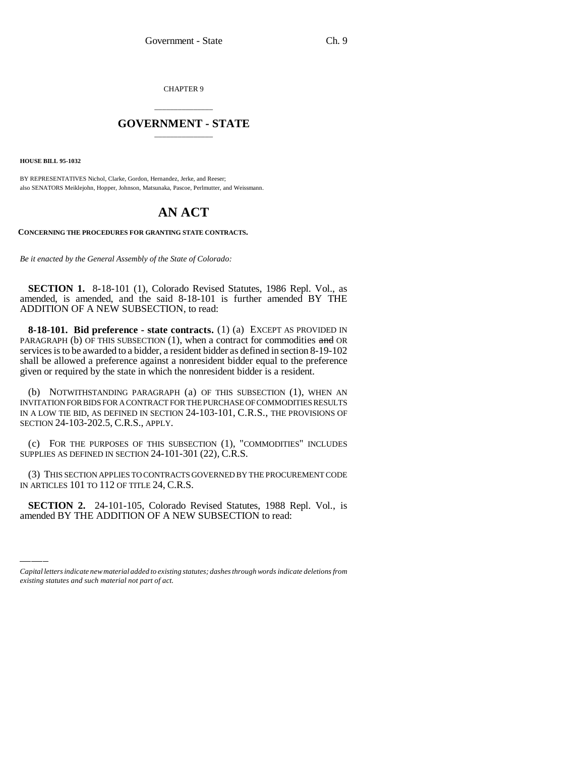CHAPTER 9

# GOVERNMENT - STATE

**HOUSE BILL 95-1032**

BY REPRESENTATIVES Nichol, Clarke, Gordon, Hernandez, Jerke, and Reeser;
also SENATORS Meiklejohn, Hopper, Johnson, Matsunaka, Pascoe, Perlmutter, and Weissmann.

# AN ACT

**CONCERNING THE PROCEDURES FOR GRANTING STATE CONTRACTS.**

*Be it enacted by the General Assembly of the State of Colorado:*

**SECTION 1.** 8-18-101 (1), Colorado Revised Statutes, 1986 Repl. Vol., as amended, is amended, and the said 8-18-101 is further amended BY THE ADDITION OF A NEW SUBSECTION, to read:

**8-18-101. Bid preference - state contracts.** (1) (a) EXCEPT AS PROVIDED IN PARAGRAPH (b) OF THIS SUBSECTION (1), when a contract for commodities ~~and~~ OR services is to be awarded to a bidder, a resident bidder as defined in section 8-19-102 shall be allowed a preference against a nonresident bidder equal to the preference given or required by the state in which the nonresident bidder is a resident.

(b) NOTWITHSTANDING PARAGRAPH (a) OF THIS SUBSECTION (1), WHEN AN INVITATION FOR BIDS FOR A CONTRACT FOR THE PURCHASE OF COMMODITIES RESULTS IN A LOW TIE BID, AS DEFINED IN SECTION 24-103-101, C.R.S., THE PROVISIONS OF SECTION 24-103-202.5, C.R.S., APPLY.

(c) FOR THE PURPOSES OF THIS SUBSECTION (1), "COMMODITIES" INCLUDES SUPPLIES AS DEFINED IN SECTION 24-101-301 (22), C.R.S.

(3) THIS SECTION APPLIES TO CONTRACTS GOVERNED BY THE PROCUREMENT CODE IN ARTICLES 101 TO 112 OF TITLE 24, C.R.S.

**SECTION 2.** 24-101-105, Colorado Revised Statutes, 1988 Repl. Vol., is amended BY THE ADDITION OF A NEW SUBSECTION to read:

---

*Capital letters indicate new material added to existing statutes; dashes through words indicate deletions from existing statutes and such material not part of act.*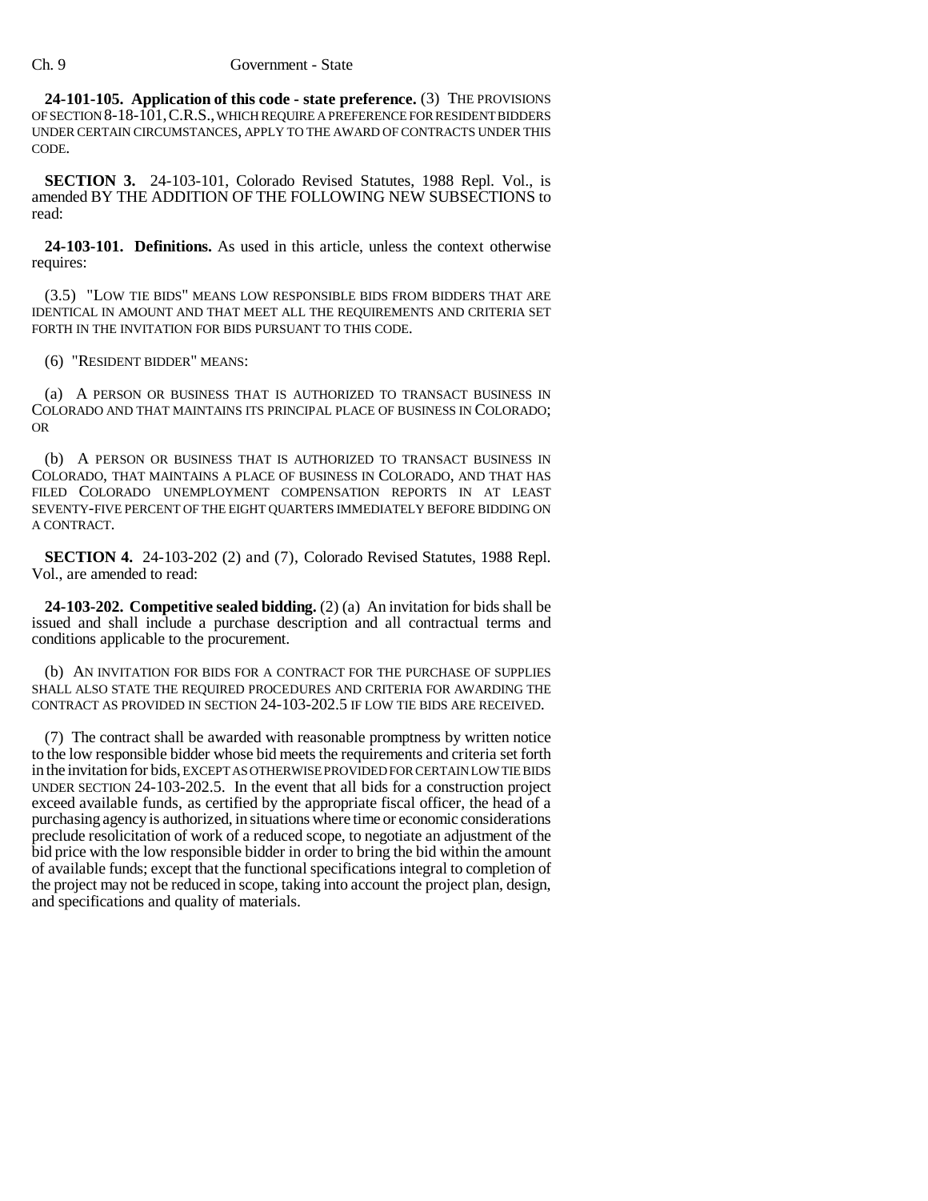**24-101-105. Application of this code - state preference.** (3) THE PROVISIONS OF SECTION 8-18-101, C.R.S., WHICH REQUIRE A PREFERENCE FOR RESIDENT BIDDERS UNDER CERTAIN CIRCUMSTANCES, APPLY TO THE AWARD OF CONTRACTS UNDER THIS CODE.

**SECTION 3.** 24-103-101, Colorado Revised Statutes, 1988 Repl. Vol., is amended BY THE ADDITION OF THE FOLLOWING NEW SUBSECTIONS to read:

**24-103-101. Definitions.** As used in this article, unless the context otherwise requires:

(3.5) "LOW TIE BIDS" MEANS LOW RESPONSIBLE BIDS FROM BIDDERS THAT ARE IDENTICAL IN AMOUNT AND THAT MEET ALL THE REQUIREMENTS AND CRITERIA SET FORTH IN THE INVITATION FOR BIDS PURSUANT TO THIS CODE.

(6) "RESIDENT BIDDER" MEANS:

(a) A PERSON OR BUSINESS THAT IS AUTHORIZED TO TRANSACT BUSINESS IN COLORADO AND THAT MAINTAINS ITS PRINCIPAL PLACE OF BUSINESS IN COLORADO; OR

(b) A PERSON OR BUSINESS THAT IS AUTHORIZED TO TRANSACT BUSINESS IN COLORADO, THAT MAINTAINS A PLACE OF BUSINESS IN COLORADO, AND THAT HAS FILED COLORADO UNEMPLOYMENT COMPENSATION REPORTS IN AT LEAST SEVENTY-FIVE PERCENT OF THE EIGHT QUARTERS IMMEDIATELY BEFORE BIDDING ON A CONTRACT.

**SECTION 4.** 24-103-202 (2) and (7), Colorado Revised Statutes, 1988 Repl. Vol., are amended to read:

**24-103-202. Competitive sealed bidding.** (2) (a) An invitation for bids shall be issued and shall include a purchase description and all contractual terms and conditions applicable to the procurement.

(b) AN INVITATION FOR BIDS FOR A CONTRACT FOR THE PURCHASE OF SUPPLIES SHALL ALSO STATE THE REQUIRED PROCEDURES AND CRITERIA FOR AWARDING THE CONTRACT AS PROVIDED IN SECTION 24-103-202.5 IF LOW TIE BIDS ARE RECEIVED.

(7) The contract shall be awarded with reasonable promptness by written notice to the low responsible bidder whose bid meets the requirements and criteria set forth in the invitation for bids, EXCEPT AS OTHERWISE PROVIDED FOR CERTAIN LOW TIE BIDS UNDER SECTION 24-103-202.5. In the event that all bids for a construction project exceed available funds, as certified by the appropriate fiscal officer, the head of a purchasing agency is authorized, in situations where time or economic considerations preclude resolicitation of work of a reduced scope, to negotiate an adjustment of the bid price with the low responsible bidder in order to bring the bid within the amount of available funds; except that the functional specifications integral to completion of the project may not be reduced in scope, taking into account the project plan, design, and specifications and quality of materials.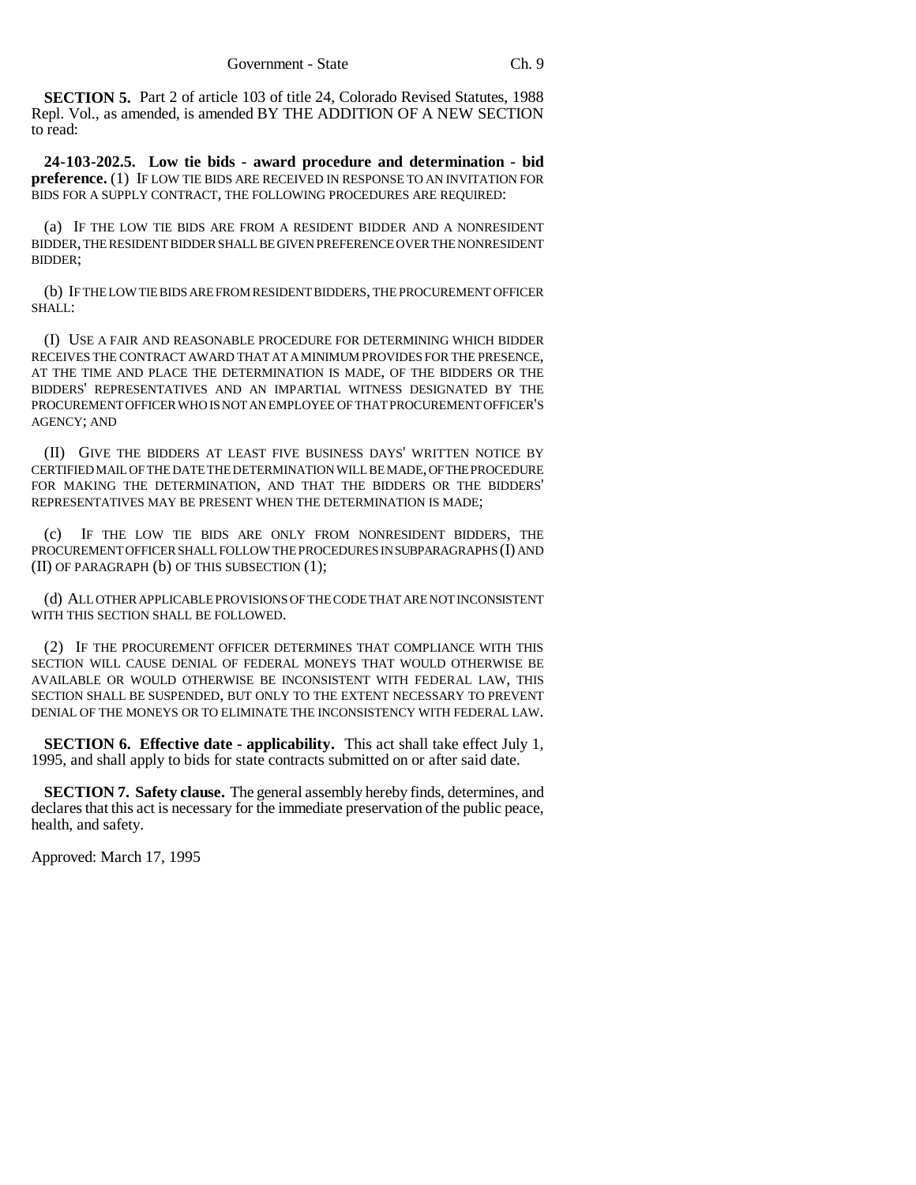**SECTION 5.** Part 2 of article 103 of title 24, Colorado Revised Statutes, 1988 Repl. Vol., as amended, is amended BY THE ADDITION OF A NEW SECTION to read:

**24-103-202.5. Low tie bids - award procedure and determination - bid preference.** (1) IF LOW TIE BIDS ARE RECEIVED IN RESPONSE TO AN INVITATION FOR BIDS FOR A SUPPLY CONTRACT, THE FOLLOWING PROCEDURES ARE REQUIRED:

(a) IF THE LOW TIE BIDS ARE FROM A RESIDENT BIDDER AND A NONRESIDENT BIDDER, THE RESIDENT BIDDER SHALL BE GIVEN PREFERENCE OVER THE NONRESIDENT BIDDER;

(b) IF THE LOW TIE BIDS ARE FROM RESIDENT BIDDERS, THE PROCUREMENT OFFICER SHALL:

(I) USE A FAIR AND REASONABLE PROCEDURE FOR DETERMINING WHICH BIDDER RECEIVES THE CONTRACT AWARD THAT AT A MINIMUM PROVIDES FOR THE PRESENCE, AT THE TIME AND PLACE THE DETERMINATION IS MADE, OF THE BIDDERS OR THE BIDDERS' REPRESENTATIVES AND AN IMPARTIAL WITNESS DESIGNATED BY THE PROCUREMENT OFFICER WHO IS NOT AN EMPLOYEE OF THAT PROCUREMENT OFFICER'S AGENCY; AND

(II) GIVE THE BIDDERS AT LEAST FIVE BUSINESS DAYS' WRITTEN NOTICE BY CERTIFIED MAIL OF THE DATE THE DETERMINATION WILL BE MADE, OF THE PROCEDURE FOR MAKING THE DETERMINATION, AND THAT THE BIDDERS OR THE BIDDERS' REPRESENTATIVES MAY BE PRESENT WHEN THE DETERMINATION IS MADE;

(c) IF THE LOW TIE BIDS ARE ONLY FROM NONRESIDENT BIDDERS, THE PROCUREMENT OFFICER SHALL FOLLOW THE PROCEDURES IN SUBPARAGRAPHS (I) AND (II) OF PARAGRAPH (b) OF THIS SUBSECTION (1);

(d) ALL OTHER APPLICABLE PROVISIONS OF THE CODE THAT ARE NOT INCONSISTENT WITH THIS SECTION SHALL BE FOLLOWED.

(2) IF THE PROCUREMENT OFFICER DETERMINES THAT COMPLIANCE WITH THIS SECTION WILL CAUSE DENIAL OF FEDERAL MONEYS THAT WOULD OTHERWISE BE AVAILABLE OR WOULD OTHERWISE BE INCONSISTENT WITH FEDERAL LAW, THIS SECTION SHALL BE SUSPENDED, BUT ONLY TO THE EXTENT NECESSARY TO PREVENT DENIAL OF THE MONEYS OR TO ELIMINATE THE INCONSISTENCY WITH FEDERAL LAW.

**SECTION 6. Effective date - applicability.** This act shall take effect July 1, 1995, and shall apply to bids for state contracts submitted on or after said date.

**SECTION 7. Safety clause.** The general assembly hereby finds, determines, and declares that this act is necessary for the immediate preservation of the public peace, health, and safety.

Approved: March 17, 1995